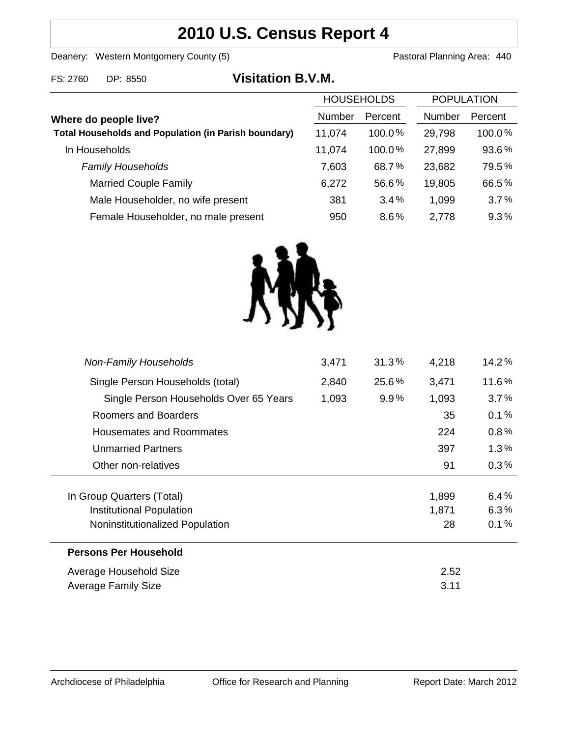# 2010 U.S. Census Report 4

Deanery: Western Montgomery County (5) Pastoral Planning Area: 440

FS: 2760 DP: 8550

## Visitation B.V.M.

| Where do people live? | HOUSEHOLDS | | POPULATION | |
|---|---|---|---|---|
| | Number | Percent | Number | Percent |
| **Total Households and Population (in Parish boundary)** | 11,074 | 100.0% | 29,798 | 100.0% |
| In Households | 11,074 | 100.0% | 27,899 | 93.6% |
| *Family Households* | 7,603 | 68.7% | 23,682 | 79.5% |
| Married Couple Family | 6,272 | 56.6% | 19,805 | 66.5% |
| Male Householder, no wife present | 381 | 3.4% | 1,099 | 3.7% |
| Female Householder, no male present | 950 | 8.6% | 2,778 | 9.3% |
| *Non-Family Households* | 3,471 | 31.3% | 4,218 | 14.2% |
| Single Person Households (total) | 2,840 | 25.6% | 3,471 | 11.6% |
| Single Person Households Over 65 Years | 1,093 | 9.9% | 1,093 | 3.7% |
| Roomers and Boarders | | | 35 | 0.1% |
| Housemates and Roommates | | | 224 | 0.8% |
| Unmarried Partners | | | 397 | 1.3% |
| Other non-relatives | | | 91 | 0.3% |
| In Group Quarters (Total) | | | 1,899 | 6.4% |
| Institutional Population | | | 1,871 | 6.3% |
| Noninstitutionalized Population | | | 28 | 0.1% |

**Persons Per Household**

| | |
|---|---|
| Average Household Size | 2.52 |
| Average Family Size | 3.11 |

Archdiocese of Philadelphia Office for Research and Planning Report Date: March 2012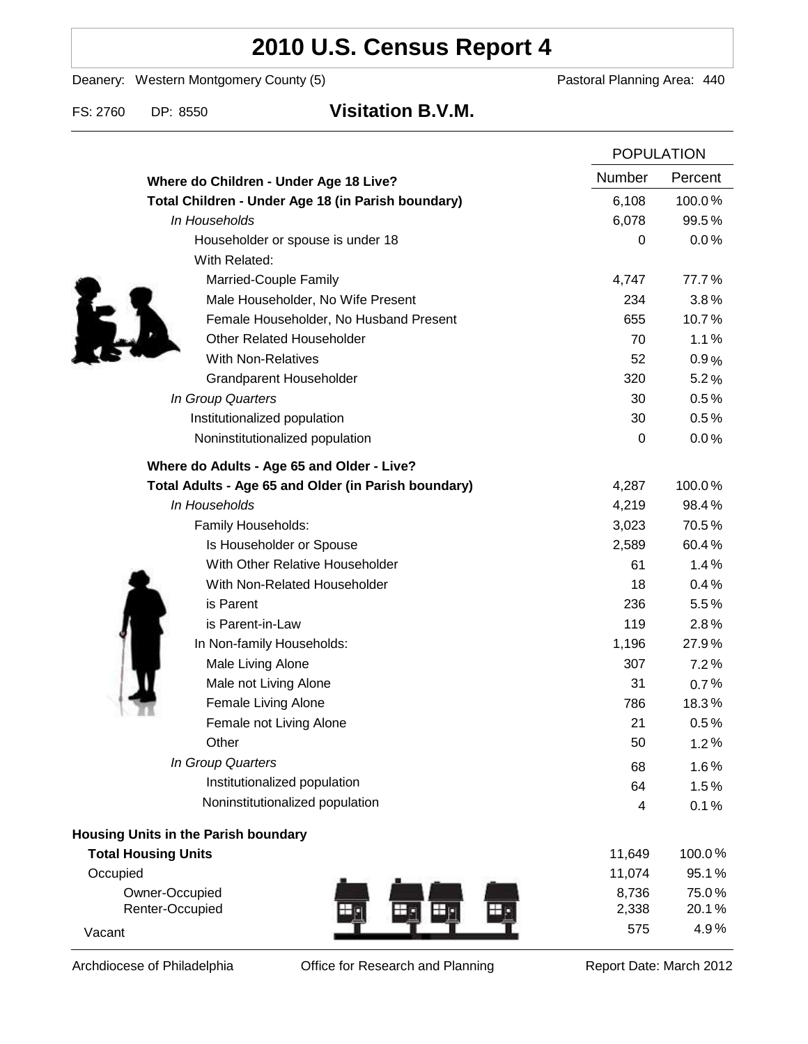# 2010 U.S. Census Report 4

Deanery: Western Montgomery County (5) Pastoral Planning Area: 440

FS: 2760 DP: 8550

## Visitation B.V.M.

| | POPULATION | |
|---|---|---|
| **Where do Children - Under Age 18 Live?** | Number | Percent |
| **Total Children - Under Age 18 (in Parish boundary)** | 6,108 | 100.0% |
| *In Households* | 6,078 | 99.5% |
| Householder or spouse is under 18 | 0 | 0.0% |
| With Related: | | |
| Married-Couple Family | 4,747 | 77.7% |
| Male Householder, No Wife Present | 234 | 3.8% |
| Female Householder, No Husband Present | 655 | 10.7% |
| Other Related Householder | 70 | 1.1% |
| With Non-Relatives | 52 | 0.9% |
| Grandparent Householder | 320 | 5.2% |
| *In Group Quarters* | 30 | 0.5% |
| Institutionalized population | 30 | 0.5% |
| Noninstitutionalized population | 0 | 0.0% |
| **Where do Adults - Age 65 and Older - Live?** | | |
| **Total Adults - Age 65 and Older (in Parish boundary)** | 4,287 | 100.0% |
| *In Households* | 4,219 | 98.4% |
| Family Households: | 3,023 | 70.5% |
| Is Householder or Spouse | 2,589 | 60.4% |
| With Other Relative Householder | 61 | 1.4% |
| With Non-Related Householder | 18 | 0.4% |
| is Parent | 236 | 5.5% |
| is Parent-in-Law | 119 | 2.8% |
| In Non-family Households: | 1,196 | 27.9% |
| Male Living Alone | 307 | 7.2% |
| Male not Living Alone | 31 | 0.7% |
| Female Living Alone | 786 | 18.3% |
| Female not Living Alone | 21 | 0.5% |
| Other | 50 | 1.2% |
| *In Group Quarters* | 68 | 1.6% |
| Institutionalized population | 64 | 1.5% |
| Noninstitutionalized population | 4 | 0.1% |
| **Housing Units in the Parish boundary** | | |
| **Total Housing Units** | 11,649 | 100.0% |
| Occupied | 11,074 | 95.1% |
| Owner-Occupied | 8,736 | 75.0% |
| Renter-Occupied | 2,338 | 20.1% |
| Vacant | 575 | 4.9% |

Archdiocese of Philadelphia Office for Research and Planning Report Date: March 2012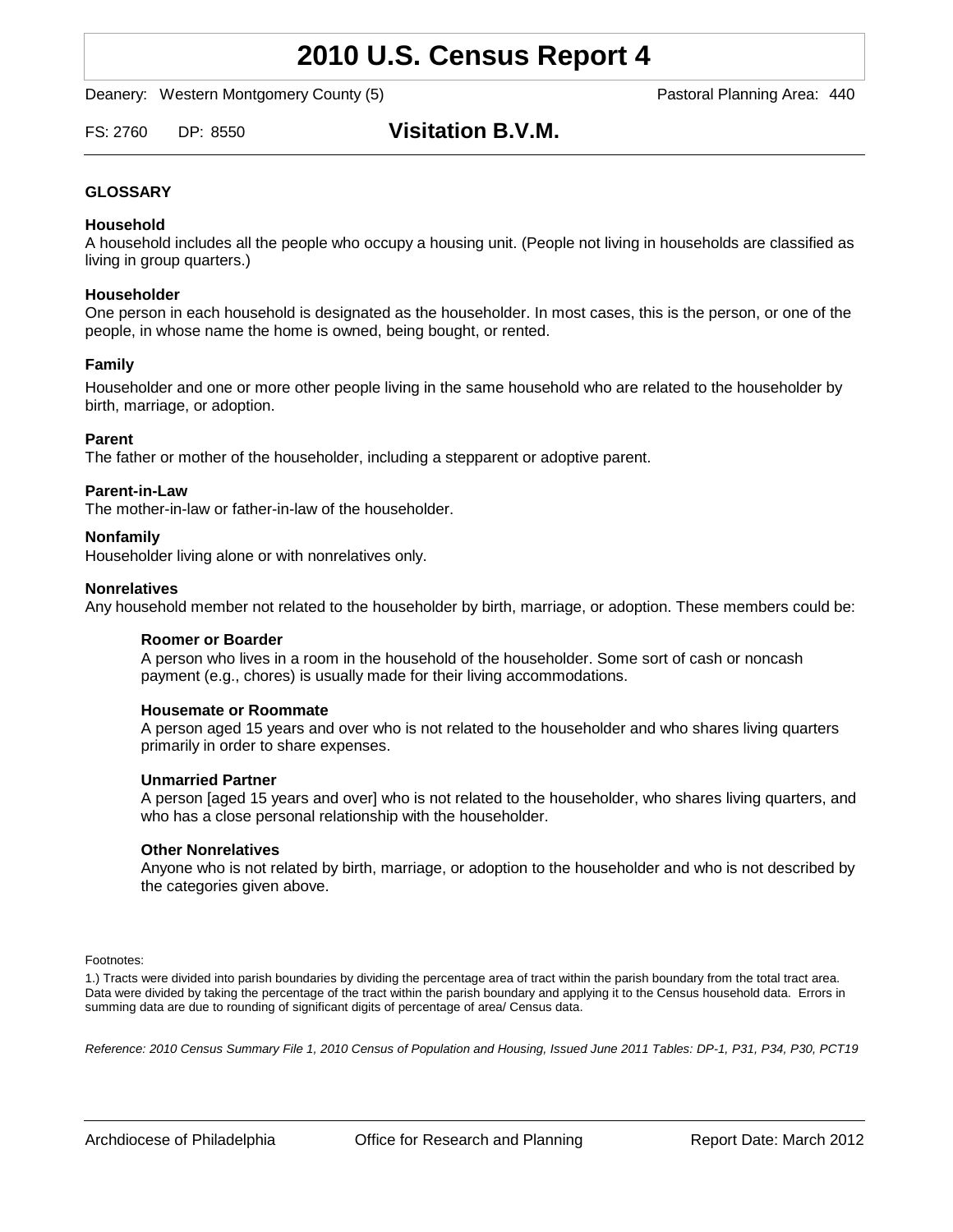# 2010 U.S. Census Report 4

Deanery: Western Montgomery County (5) Pastoral Planning Area: 440

FS: 2760 DP: 8550

## Visitation B.V.M.

### GLOSSARY

**Household**
A household includes all the people who occupy a housing unit. (People not living in households are classified as living in group quarters.)

**Householder**
One person in each household is designated as the householder. In most cases, this is the person, or one of the people, in whose name the home is owned, being bought, or rented.

**Family**

Householder and one or more other people living in the same household who are related to the householder by birth, marriage, or adoption.

**Parent**
The father or mother of the householder, including a stepparent or adoptive parent.

**Parent-in-Law**
The mother-in-law or father-in-law of the householder.

**Nonfamily**
Householder living alone or with nonrelatives only.

**Nonrelatives**
Any household member not related to the householder by birth, marriage, or adoption. These members could be:

> **Roomer or Boarder**
> A person who lives in a room in the household of the householder. Some sort of cash or noncash payment (e.g., chores) is usually made for their living accommodations.
>
> **Housemate or Roommate**
> A person aged 15 years and over who is not related to the householder and who shares living quarters primarily in order to share expenses.
>
> **Unmarried Partner**
> A person [aged 15 years and over] who is not related to the householder, who shares living quarters, and who has a close personal relationship with the householder.
>
> **Other Nonrelatives**
> Anyone who is not related by birth, marriage, or adoption to the householder and who is not described by the categories given above.

Footnotes:

1.) Tracts were divided into parish boundaries by dividing the percentage area of tract within the parish boundary from the total tract area. Data were divided by taking the percentage of the tract within the parish boundary and applying it to the Census household data. Errors in summing data are due to rounding of significant digits of percentage of area/ Census data.

*Reference: 2010 Census Summary File 1, 2010 Census of Population and Housing, Issued June 2011 Tables: DP-1, P31, P34, P30, PCT19*

Archdiocese of Philadelphia Office for Research and Planning Report Date: March 2012